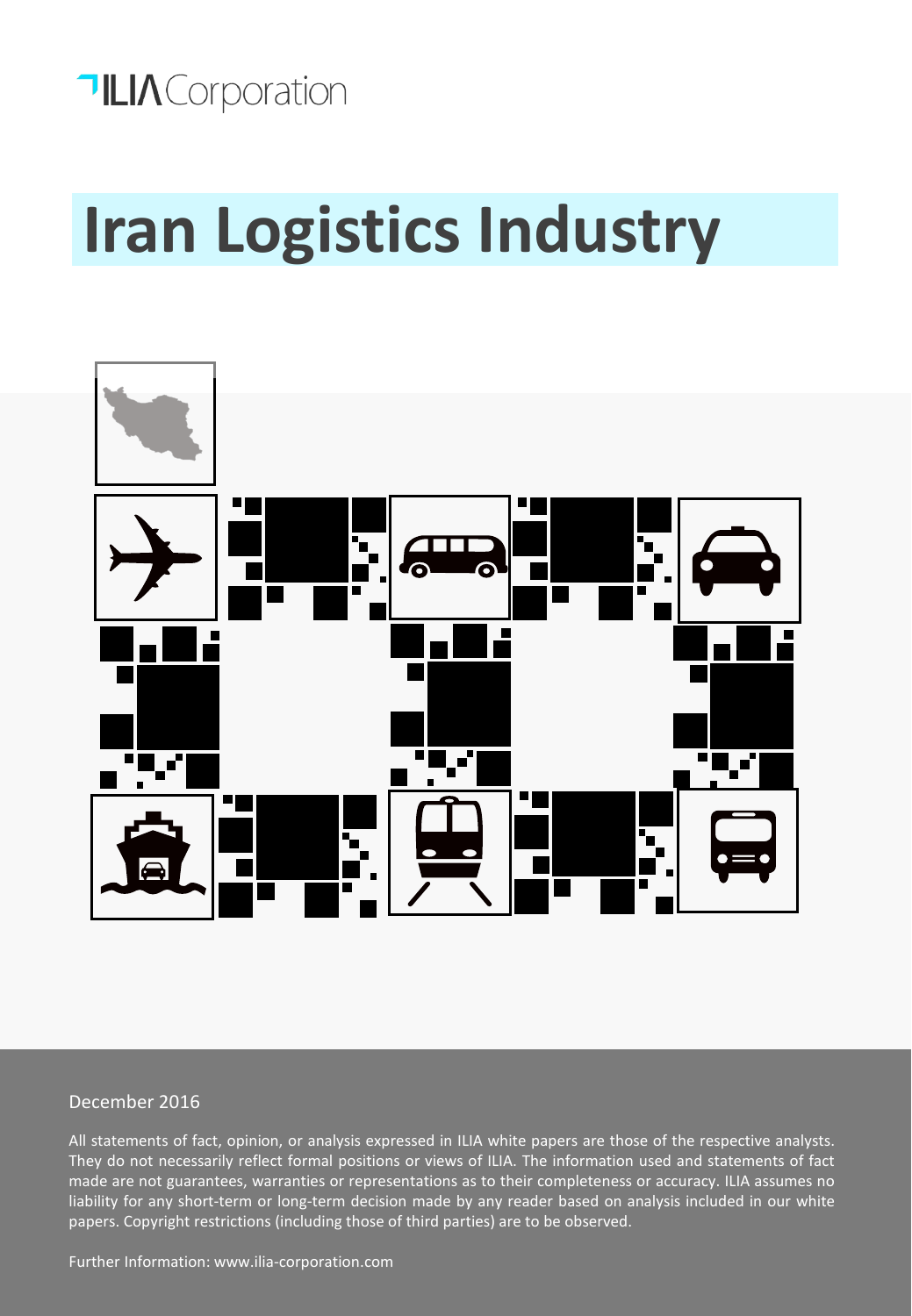ILIA Corporation

# Iran Logistics Industry

December 2016

All statements of fact, opinion, or analysis expressed in ILIA white papers are those of the respective analysts. They do not necessarily reflect formal positions or views of ILIA. The information used and statements of fact made are not guarantees, warranties or representations as to their completeness or accuracy. ILIA assumes no liability for any short-term or long-term decision made by any reader based on analysis included in our white papers. Copyright restrictions (including those of third parties) are to be observed.

Further Information: www.ilia-corporation.com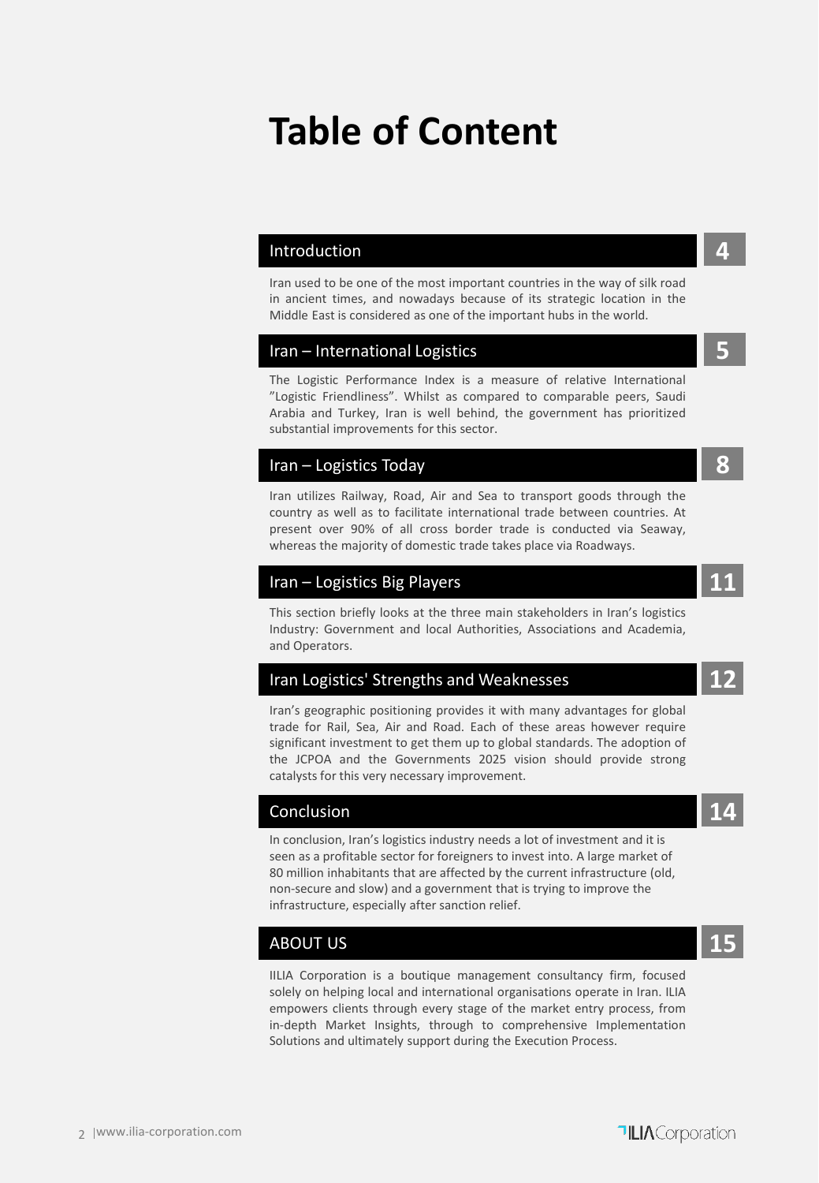# Table of Content

## Introduction — 4

Iran used to be one of the most important countries in the way of silk road in ancient times, and nowadays because of its strategic location in the Middle East is considered as one of the important hubs in the world.

## Iran – International Logistics — 5

The Logistic Performance Index is a measure of relative International ”Logistic Friendliness”. Whilst as compared to comparable peers, Saudi Arabia and Turkey, Iran is well behind, the government has prioritized substantial improvements for this sector.

## Iran – Logistics Today — 8

Iran utilizes Railway, Road, Air and Sea to transport goods through the country as well as to facilitate international trade between countries. At present over 90% of all cross border trade is conducted via Seaway, whereas the majority of domestic trade takes place via Roadways.

## Iran – Logistics Big Players — 11

This section briefly looks at the three main stakeholders in Iran’s logistics Industry: Government and local Authorities, Associations and Academia, and Operators.

## Iran Logistics' Strengths and Weaknesses — 12

Iran’s geographic positioning provides it with many advantages for global trade for Rail, Sea, Air and Road. Each of these areas however require significant investment to get them up to global standards. The adoption of the JCPOA and the Governments 2025 vision should provide strong catalysts for this very necessary improvement.

## Conclusion — 14

In conclusion, Iran’s logistics industry needs a lot of investment and it is seen as a profitable sector for foreigners to invest into. A large market of 80 million inhabitants that are affected by the current infrastructure (old, non-secure and slow) and a government that is trying to improve the infrastructure, especially after sanction relief.

## ABOUT US — 15

IILIA Corporation is a boutique management consultancy firm, focused solely on helping local and international organisations operate in Iran. ILIA empowers clients through every stage of the market entry process, from in-depth Market Insights, through to comprehensive Implementation Solutions and ultimately support during the Execution Process.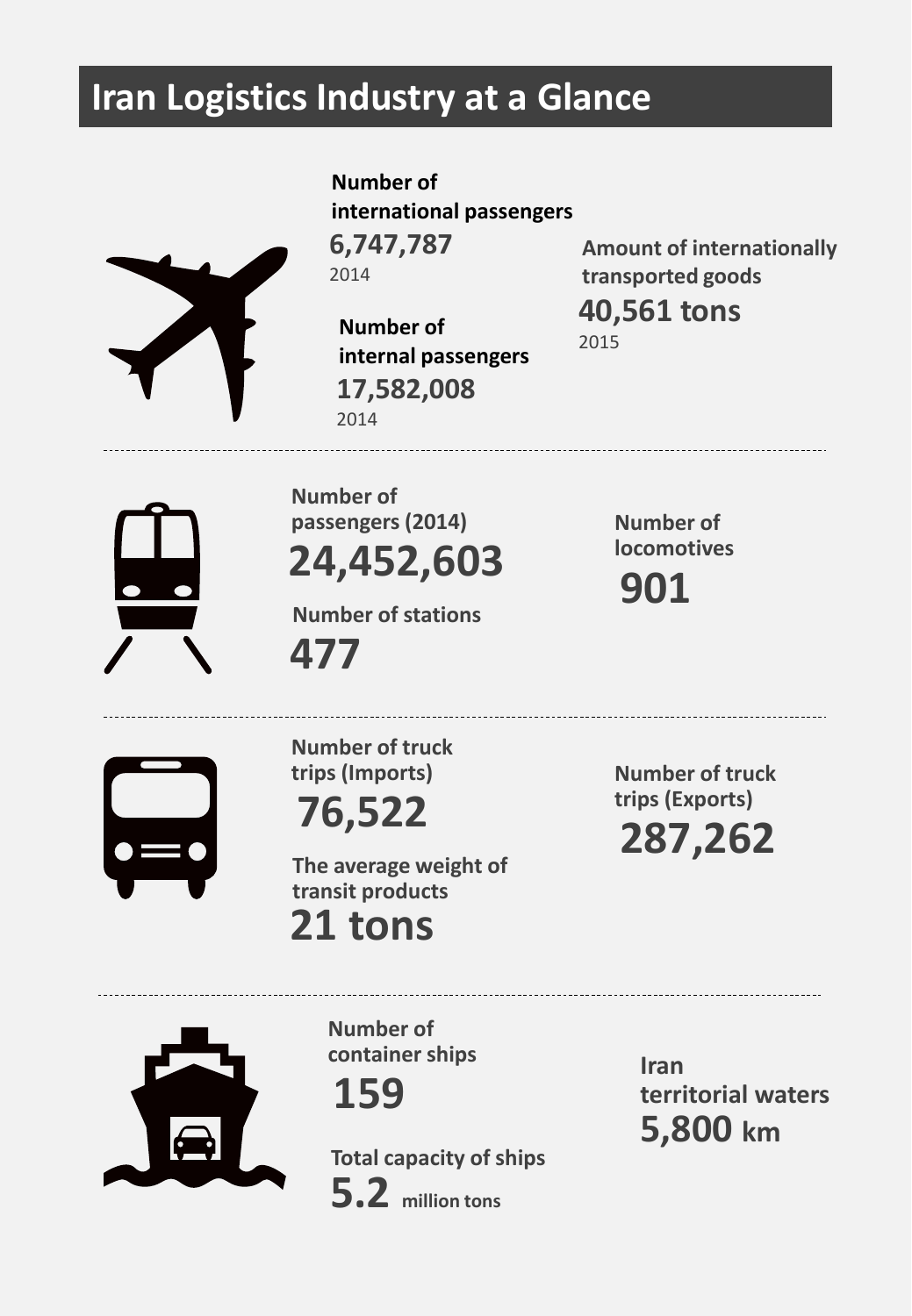# Iran Logistics Industry at a Glance

**Number of international passengers**
**6,747,787**
2014

**Number of internal passengers**
**17,582,008**
2014

**Amount of internationally transported goods**
**40,561 tons**
2015

---

**Number of passengers (2014)**
**24,452,603**

**Number of stations**
**477**

**Number of locomotives**
**901**

---

**Number of truck trips (Imports)**
**76,522**

**The average weight of transit products**
**21 tons**

**Number of truck trips (Exports)**
**287,262**

---

**Number of container ships**
**159**

**Total capacity of ships**
**5.2** million tons

**Iran territorial waters**
**5,800 km**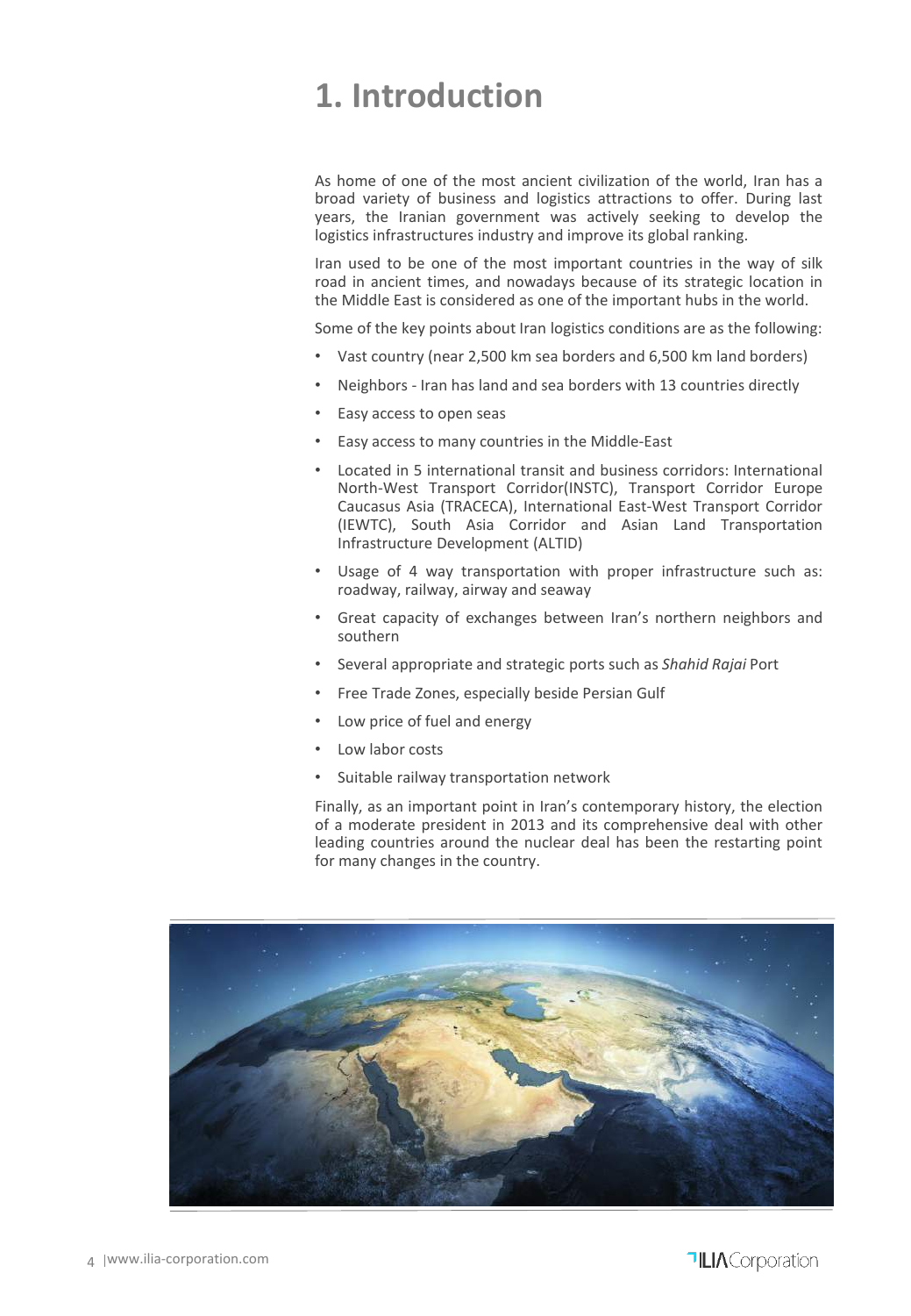# 1. Introduction

As home of one of the most ancient civilization of the world, Iran has a broad variety of business and logistics attractions to offer. During last years, the Iranian government was actively seeking to develop the logistics infrastructures industry and improve its global ranking.

Iran used to be one of the most important countries in the way of silk road in ancient times, and nowadays because of its strategic location in the Middle East is considered as one of the important hubs in the world.

Some of the key points about Iran logistics conditions are as the following:

- Vast country (near 2,500 km sea borders and 6,500 km land borders)
- Neighbors - Iran has land and sea borders with 13 countries directly
- Easy access to open seas
- Easy access to many countries in the Middle-East
- Located in 5 international transit and business corridors: International North-West Transport Corridor(INSTC), Transport Corridor Europe Caucasus Asia (TRACECA), International East-West Transport Corridor (IEWTC), South Asia Corridor and Asian Land Transportation Infrastructure Development (ALTID)
- Usage of 4 way transportation with proper infrastructure such as: roadway, railway, airway and seaway
- Great capacity of exchanges between Iran's northern neighbors and southern
- Several appropriate and strategic ports such as *Shahid Rajai* Port
- Free Trade Zones, especially beside Persian Gulf
- Low price of fuel and energy
- Low labor costs
- Suitable railway transportation network

Finally, as an important point in Iran's contemporary history, the election of a moderate president in 2013 and its comprehensive deal with other leading countries around the nuclear deal has been the restarting point for many changes in the country.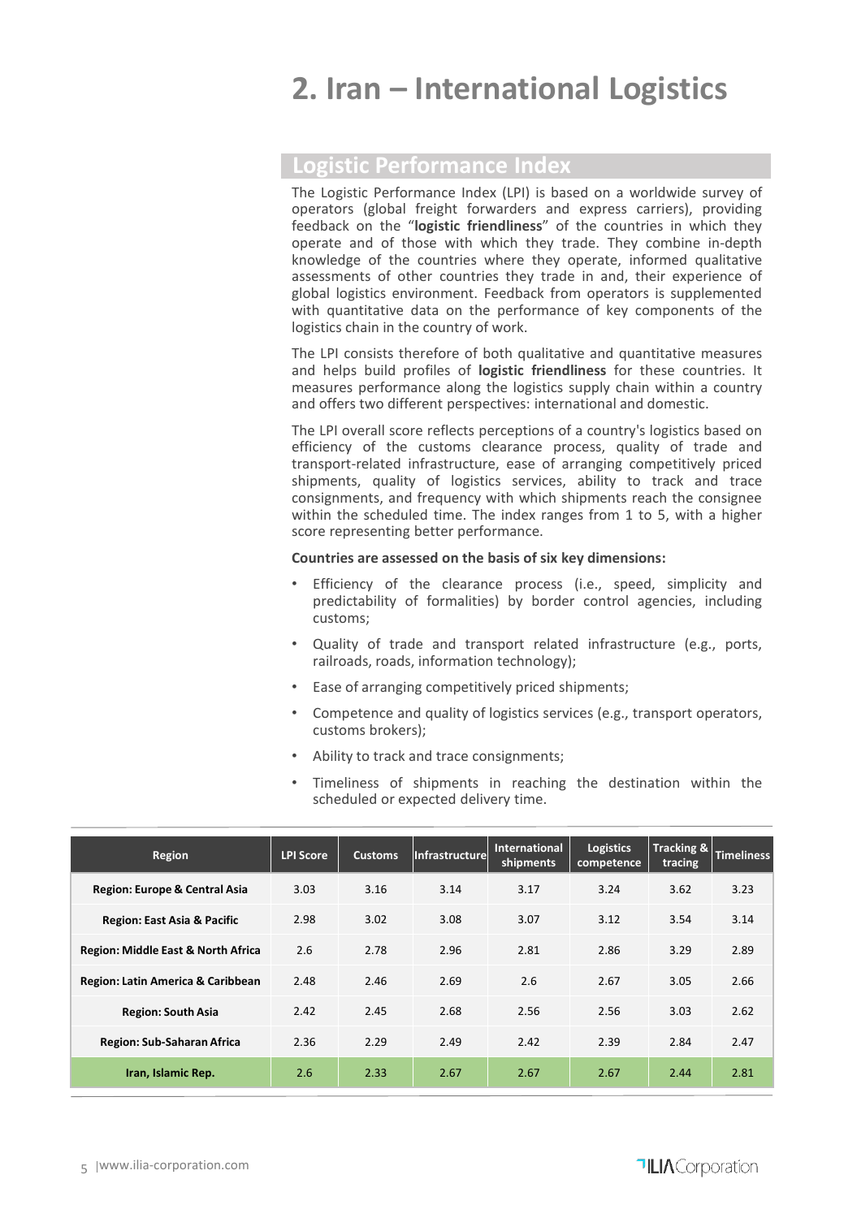# 2. Iran – International Logistics

## Logistic Performance Index

The Logistic Performance Index (LPI) is based on a worldwide survey of operators (global freight forwarders and express carriers), providing feedback on the "**logistic friendliness**" of the countries in which they operate and of those with which they trade. They combine in-depth knowledge of the countries where they operate, informed qualitative assessments of other countries they trade in and, their experience of global logistics environment. Feedback from operators is supplemented with quantitative data on the performance of key components of the logistics chain in the country of work.

The LPI consists therefore of both qualitative and quantitative measures and helps build profiles of **logistic friendliness** for these countries. It measures performance along the logistics supply chain within a country and offers two different perspectives: international and domestic.

The LPI overall score reflects perceptions of a country's logistics based on efficiency of the customs clearance process, quality of trade and transport-related infrastructure, ease of arranging competitively priced shipments, quality of logistics services, ability to track and trace consignments, and frequency with which shipments reach the consignee within the scheduled time. The index ranges from 1 to 5, with a higher score representing better performance.

**Countries are assessed on the basis of six key dimensions:**

- Efficiency of the clearance process (i.e., speed, simplicity and predictability of formalities) by border control agencies, including customs;
- Quality of trade and transport related infrastructure (e.g., ports, railroads, roads, information technology);
- Ease of arranging competitively priced shipments;
- Competence and quality of logistics services (e.g., transport operators, customs brokers);
- Ability to track and trace consignments;
- Timeliness of shipments in reaching the destination within the scheduled or expected delivery time.

| Region | LPI Score | Customs | Infrastructure | International shipments | Logistics competence | Tracking & tracing | Timeliness |
|---|---|---|---|---|---|---|---|
| Region: Europe & Central Asia | 3.03 | 3.16 | 3.14 | 3.17 | 3.24 | 3.62 | 3.23 |
| Region: East Asia & Pacific | 2.98 | 3.02 | 3.08 | 3.07 | 3.12 | 3.54 | 3.14 |
| Region: Middle East & North Africa | 2.6 | 2.78 | 2.96 | 2.81 | 2.86 | 3.29 | 2.89 |
| Region: Latin America & Caribbean | 2.48 | 2.46 | 2.69 | 2.6 | 2.67 | 3.05 | 2.66 |
| Region: South Asia | 2.42 | 2.45 | 2.68 | 2.56 | 2.56 | 3.03 | 2.62 |
| Region: Sub-Saharan Africa | 2.36 | 2.29 | 2.49 | 2.42 | 2.39 | 2.84 | 2.47 |
| Iran, Islamic Rep. | 2.6 | 2.33 | 2.67 | 2.67 | 2.67 | 2.44 | 2.81 |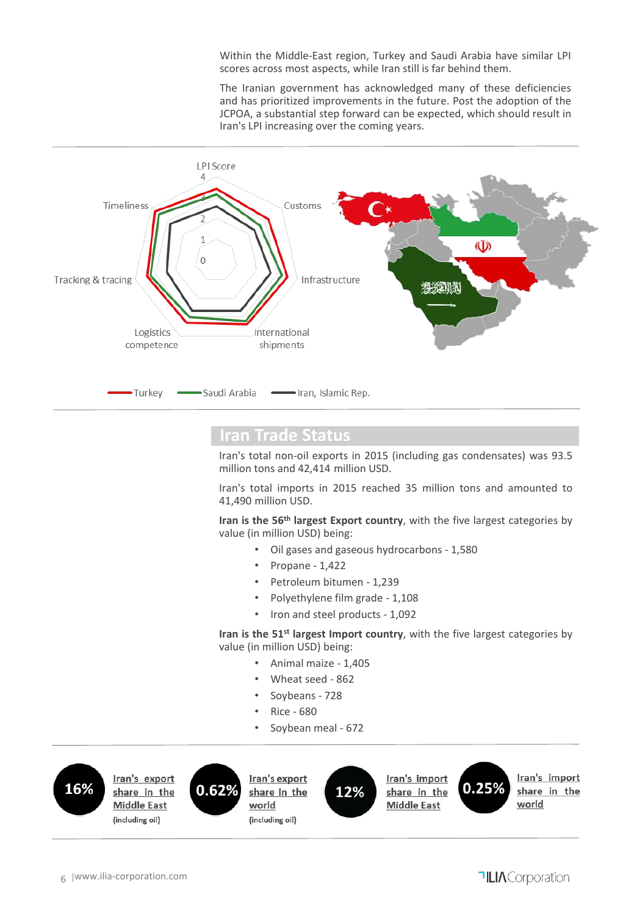Within the Middle-East region, Turkey and Saudi Arabia have similar LPI scores across most aspects, while Iran still is far behind them.

The Iranian government has acknowledged many of these deficiencies and has prioritized improvements in the future. Post the adoption of the JCPOA, a substantial step forward can be expected, which should result in Iran's LPI increasing over the coming years.

LPI Score

Timeliness, Customs, Tracking & tracing, Infrastructure, Logistics competence, International shipments

Turkey — Saudi Arabia — Iran, Islamic Rep.

## Iran Trade Status

Iran's total non-oil exports in 2015 (including gas condensates) was 93.5 million tons and 42,414 million USD.

Iran's total imports in 2015 reached 35 million tons and amounted to 41,490 million USD.

**Iran is the 56th largest Export country**, with the five largest categories by value (in million USD) being:

- Oil gases and gaseous hydrocarbons - 1,580
- Propane - 1,422
- Petroleum bitumen - 1,239
- Polyethylene film grade - 1,108
- Iron and steel products - 1,092

**Iran is the 51st largest Import country**, with the five largest categories by value (in million USD) being:

- Animal maize - 1,405
- Wheat seed - 862
- Soybeans - 728
- Rice - 680
- Soybean meal - 672

**16%** Iran's export share in the Middle East (including oil)

**0.62%** Iran's export share in the world (including oil)

**12%** Iran's import share in the Middle East

**0.25%** Iran's import share in the world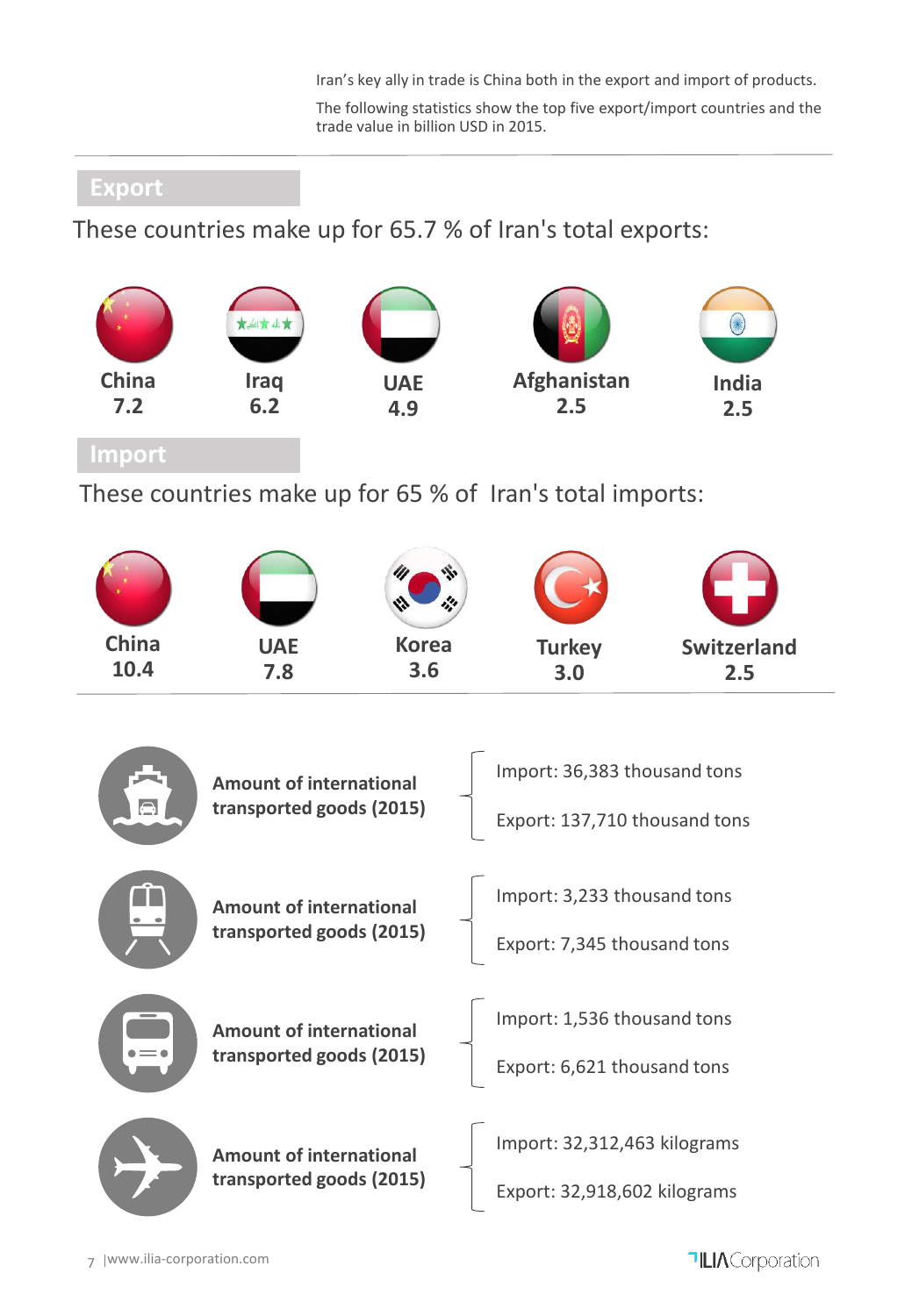Iran's key ally in trade is China both in the export and import of products.

The following statistics show the top five export/import countries and the trade value in billion USD in 2015.

## Export

These countries make up for 65.7 % of Iran's total exports:

| China | Iraq | UAE | Afghanistan | India |
|---|---|---|---|---|
| 7.2 | 6.2 | 4.9 | 2.5 | 2.5 |

## Import

These countries make up for 65 % of Iran's total imports:

| China | UAE | Korea | Turkey | Switzerland |
|---|---|---|---|---|
| 10.4 | 7.8 | 3.6 | 3.0 | 2.5 |

**Amount of international transported goods (2015)**

- Import: 36,383 thousand tons
- Export: 137,710 thousand tons

**Amount of international transported goods (2015)**

- Import: 3,233 thousand tons
- Export: 7,345 thousand tons

**Amount of international transported goods (2015)**

- Import: 1,536 thousand tons
- Export: 6,621 thousand tons

**Amount of international transported goods (2015)**

- Import: 32,312,463 kilograms
- Export: 32,918,602 kilograms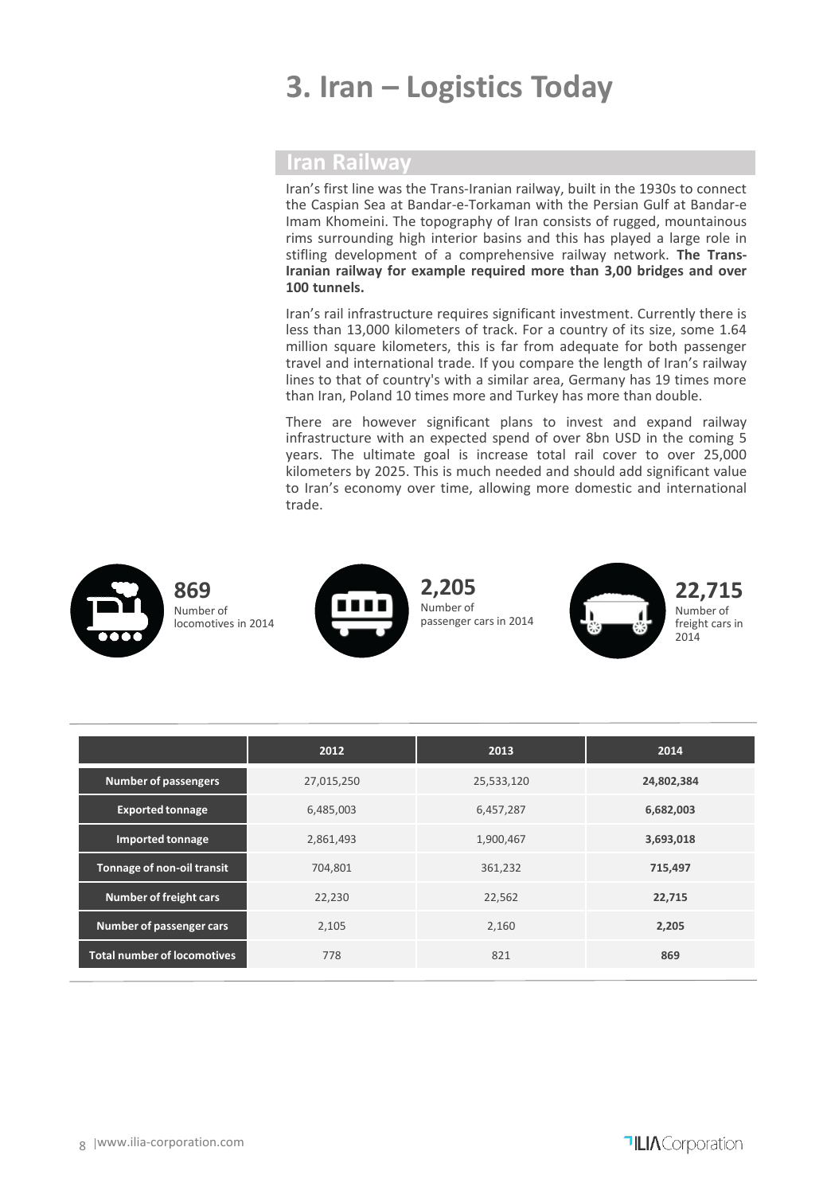# 3. Iran – Logistics Today

## Iran Railway

Iran's first line was the Trans-Iranian railway, built in the 1930s to connect the Caspian Sea at Bandar-e-Torkaman with the Persian Gulf at Bandar-e Imam Khomeini. The topography of Iran consists of rugged, mountainous rims surrounding high interior basins and this has played a large role in stifling development of a comprehensive railway network. **The Trans-Iranian railway for example required more than 3,00 bridges and over 100 tunnels.**

Iran's rail infrastructure requires significant investment. Currently there is less than 13,000 kilometers of track. For a country of its size, some 1.64 million square kilometers, this is far from adequate for both passenger travel and international trade. If you compare the length of Iran's railway lines to that of country's with a similar area, Germany has 19 times more than Iran, Poland 10 times more and Turkey has more than double.

There are however significant plans to invest and expand railway infrastructure with an expected spend of over 8bn USD in the coming 5 years. The ultimate goal is increase total rail cover to over 25,000 kilometers by 2025. This is much needed and should add significant value to Iran's economy over time, allowing more domestic and international trade.

**869**
Number of locomotives in 2014

**2,205**
Number of passenger cars in 2014

**22,715**
Number of freight cars in 2014

| | 2012 | 2013 | 2014 |
|---|---|---|---|
| **Number of passengers** | 27,015,250 | 25,533,120 | **24,802,384** |
| **Exported tonnage** | 6,485,003 | 6,457,287 | **6,682,003** |
| **Imported tonnage** | 2,861,493 | 1,900,467 | **3,693,018** |
| **Tonnage of non-oil transit** | 704,801 | 361,232 | **715,497** |
| **Number of freight cars** | 22,230 | 22,562 | **22,715** |
| **Number of passenger cars** | 2,105 | 2,160 | **2,205** |
| **Total number of locomotives** | 778 | 821 | **869** |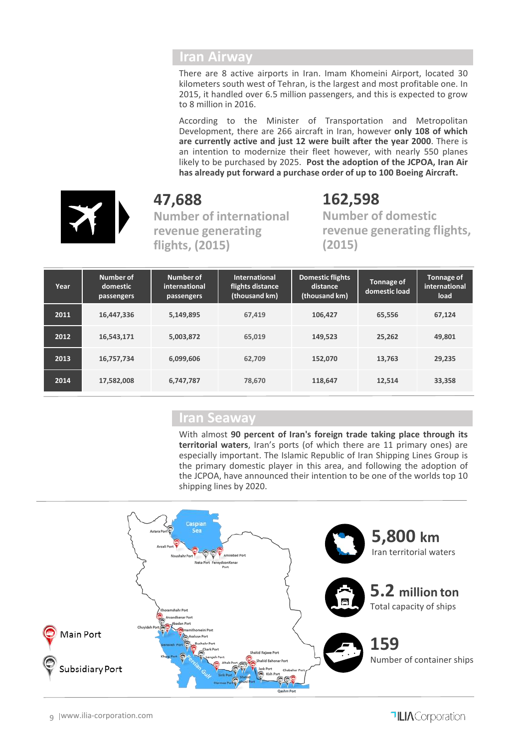## Iran Airway

There are 8 active airports in Iran. Imam Khomeini Airport, located 30 kilometers south west of Tehran, is the largest and most profitable one. In 2015, it handled over 6.5 million passengers, and this is expected to grow to 8 million in 2016.

According to the Minister of Transportation and Metropolitan Development, there are 266 aircraft in Iran, however **only 108 of which are currently active and just 12 were built after the year 2000**. There is an intention to modernize their fleet however, with nearly 550 planes likely to be purchased by 2025. **Post the adoption of the JCPOA, Iran Air has already put forward a purchase order of up to 100 Boeing Aircraft.**

**47,688**
Number of international revenue generating flights, (2015)

**162,598**
Number of domestic revenue generating flights, (2015)

| Year | Number of domestic passengers | Number of international passengers | International flights distance (thousand km) | Domestic flights distance (thousand km) | Tonnage of domestic load | Tonnage of international load |
|---|---|---|---|---|---|---|
| 2011 | 16,447,336 | 5,149,895 | 67,419 | 106,427 | 65,556 | 67,124 |
| 2012 | 16,543,171 | 5,003,872 | 65,019 | 149,523 | 25,262 | 49,801 |
| 2013 | 16,757,734 | 6,099,606 | 62,709 | 152,070 | 13,763 | 29,235 |
| 2014 | 17,582,008 | 6,747,787 | 78,670 | 118,647 | 12,514 | 33,358 |

## Iran Seaway

With almost **90 percent of Iran's foreign trade taking place through its territorial waters**, Iran's ports (of which there are 11 primary ones) are especially important. The Islamic Republic of Iran Shipping Lines Group is the primary domestic player in this area, and following the adoption of the JCPOA, have announced their intention to be one of the worlds top 10 shipping lines by 2020.

Main Port

Subsidiary Port

**5,800 km**
Iran territorial waters

**5.2 million ton**
Total capacity of ships

**159**
Number of container ships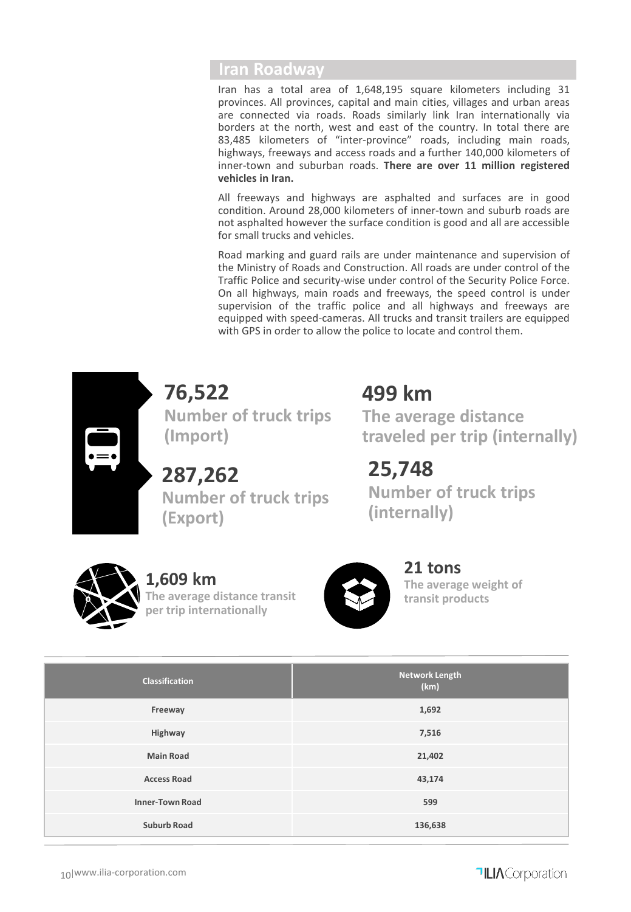## Iran Roadway

Iran has a total area of 1,648,195 square kilometers including 31 provinces. All provinces, capital and main cities, villages and urban areas are connected via roads. Roads similarly link Iran internationally via borders at the north, west and east of the country. In total there are 83,485 kilometers of "inter-province" roads, including main roads, highways, freeways and access roads and a further 140,000 kilometers of inner-town and suburban roads. **There are over 11 million registered vehicles in Iran.**

All freeways and highways are asphalted and surfaces are in good condition. Around 28,000 kilometers of inner-town and suburb roads are not asphalted however the surface condition is good and all are accessible for small trucks and vehicles.

Road marking and guard rails are under maintenance and supervision of the Ministry of Roads and Construction. All roads are under control of the Traffic Police and security-wise under control of the Security Police Force. On all highways, main roads and freeways, the speed control is under supervision of the traffic police and all highways and freeways are equipped with speed-cameras. All trucks and transit trailers are equipped with GPS in order to allow the police to locate and control them.

**76,522**
**Number of truck trips (Import)**

**287,262**
**Number of truck trips (Export)**

**499 km**
**The average distance traveled per trip (internally)**

**25,748**
**Number of truck trips (internally)**

**1,609 km**
**The average distance transit per trip internationally**

**21 tons**
**The average weight of transit products**

| Classification | Network Length (km) |
|---|---|
| Freeway | 1,692 |
| Highway | 7,516 |
| Main Road | 21,402 |
| Access Road | 43,174 |
| Inner-Town Road | 599 |
| Suburb Road | 136,638 |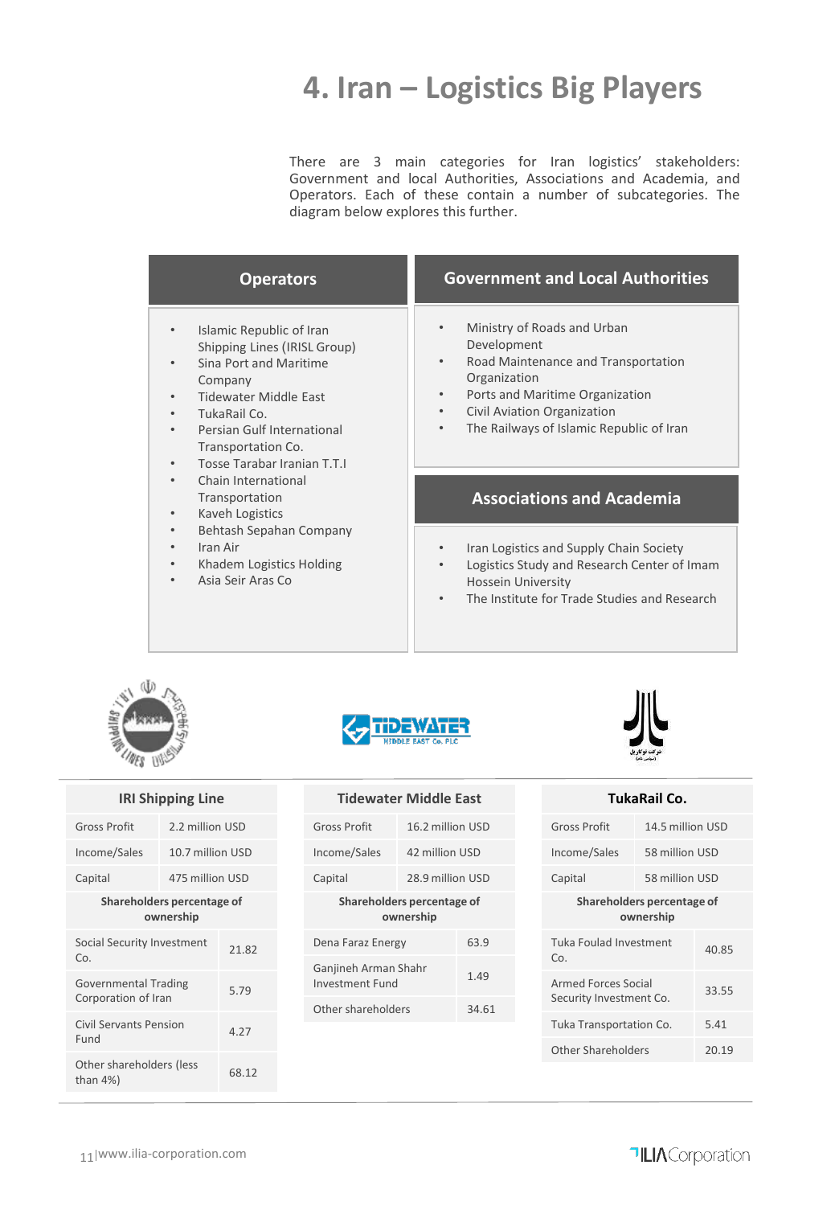# 4. Iran – Logistics Big Players

There are 3 main categories for Iran logistics' stakeholders: Government and local Authorities, Associations and Academia, and Operators. Each of these contain a number of subcategories. The diagram below explores this further.

## Operators

- Islamic Republic of Iran Shipping Lines (IRISL Group)
- Sina Port and Maritime Company
- Tidewater Middle East
- TukaRail Co.
- Persian Gulf International Transportation Co.
- Tosse Tarabar Iranian T.T.I
- Chain International Transportation
- Kaveh Logistics
- Behtash Sepahan Company
- Iran Air
- Khadem Logistics Holding
- Asia Seir Aras Co

## Government and Local Authorities

- Ministry of Roads and Urban Development
- Road Maintenance and Transportation Organization
- Ports and Maritime Organization
- Civil Aviation Organization
- The Railways of Islamic Republic of Iran

## Associations and Academia

- Iran Logistics and Supply Chain Society
- Logistics Study and Research Center of Imam Hossein University
- The Institute for Trade Studies and Research

| IRI Shipping Line | |
|---|---|
| Gross Profit | 2.2 million USD |
| Income/Sales | 10.7 million USD |
| Capital | 475 million USD |
| **Shareholders percentage of ownership** | |
| Social Security Investment Co. | 21.82 |
| Governmental Trading Corporation of Iran | 5.79 |
| Civil Servants Pension Fund | 4.27 |
| Other shareholders (less than 4%) | 68.12 |

| Tidewater Middle East | |
|---|---|
| Gross Profit | 16.2 million USD |
| Income/Sales | 42 million USD |
| Capital | 28.9 million USD |
| **Shareholders percentage of ownership** | |
| Dena Faraz Energy | 63.9 |
| Ganjineh Arman Shahr Investment Fund | 1.49 |
| Other shareholders | 34.61 |

| TukaRail Co. | |
|---|---|
| Gross Profit | 14.5 million USD |
| Income/Sales | 58 million USD |
| Capital | 58 million USD |
| **Shareholders percentage of ownership** | |
| Tuka Foulad Investment Co. | 40.85 |
| Armed Forces Social Security Investment Co. | 33.55 |
| Tuka Transportation Co. | 5.41 |
| Other Shareholders | 20.19 |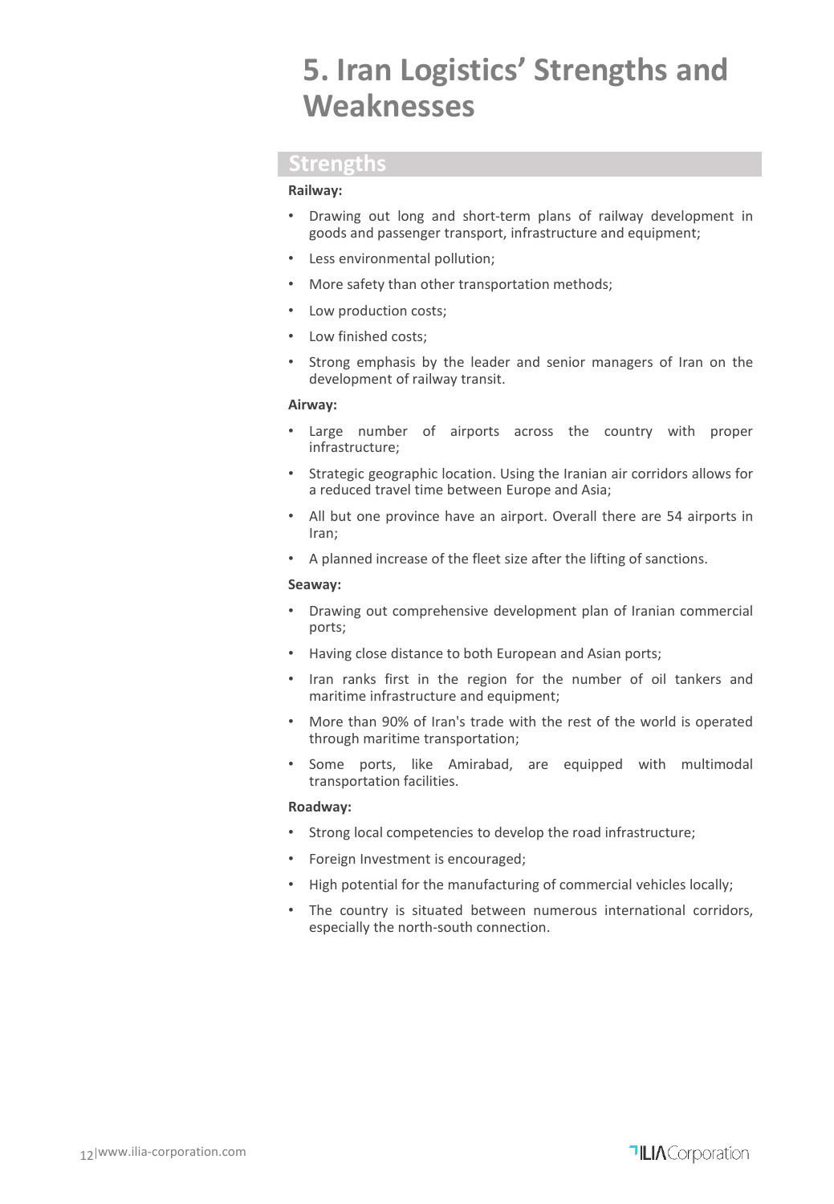# 5. Iran Logistics' Strengths and Weaknesses

## Strengths

**Railway:**

- Drawing out long and short-term plans of railway development in goods and passenger transport, infrastructure and equipment;
- Less environmental pollution;
- More safety than other transportation methods;
- Low production costs;
- Low finished costs;
- Strong emphasis by the leader and senior managers of Iran on the development of railway transit.

**Airway:**

- Large number of airports across the country with proper infrastructure;
- Strategic geographic location. Using the Iranian air corridors allows for a reduced travel time between Europe and Asia;
- All but one province have an airport. Overall there are 54 airports in Iran;
- A planned increase of the fleet size after the lifting of sanctions.

**Seaway:**

- Drawing out comprehensive development plan of Iranian commercial ports;
- Having close distance to both European and Asian ports;
- Iran ranks first in the region for the number of oil tankers and maritime infrastructure and equipment;
- More than 90% of Iran's trade with the rest of the world is operated through maritime transportation;
- Some ports, like Amirabad, are equipped with multimodal transportation facilities.

**Roadway:**

- Strong local competencies to develop the road infrastructure;
- Foreign Investment is encouraged;
- High potential for the manufacturing of commercial vehicles locally;
- The country is situated between numerous international corridors, especially the north-south connection.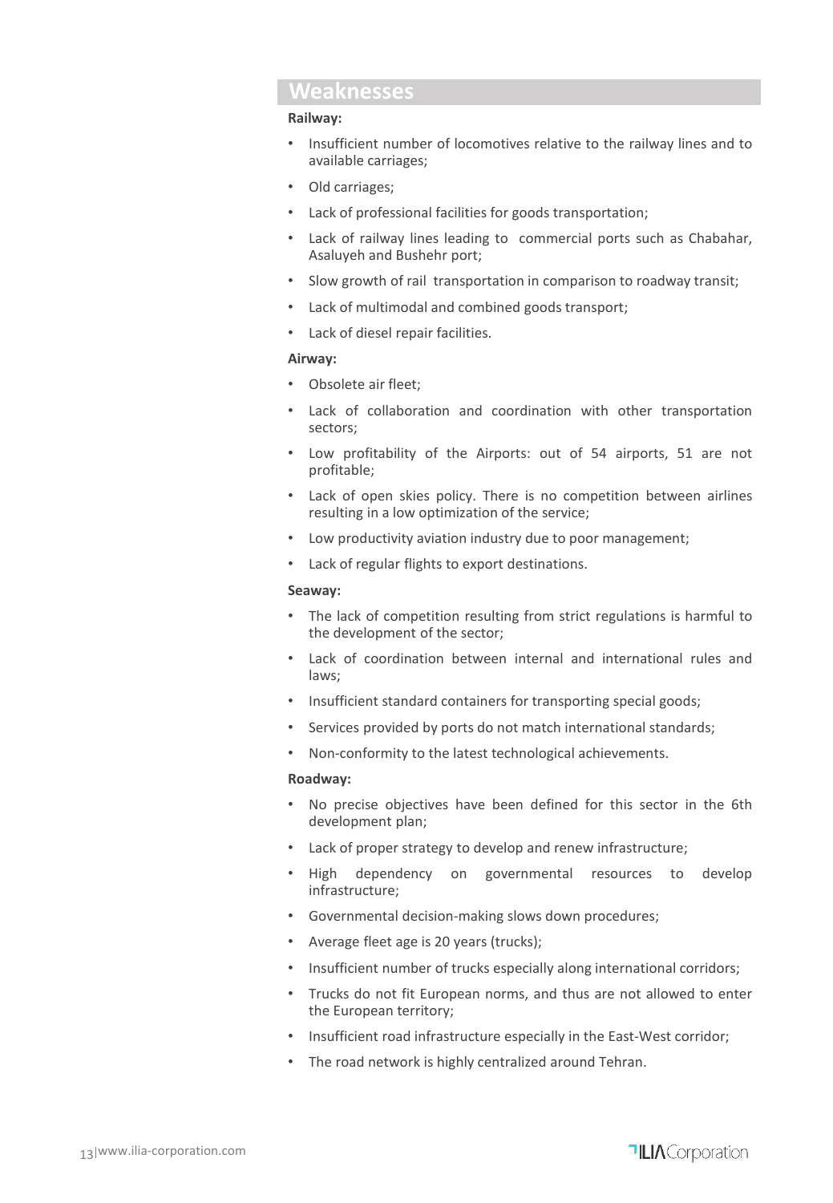## Weaknesses

**Railway:**

- Insufficient number of locomotives relative to the railway lines and to available carriages;
- Old carriages;
- Lack of professional facilities for goods transportation;
- Lack of railway lines leading to commercial ports such as Chabahar, Asaluyeh and Bushehr port;
- Slow growth of rail transportation in comparison to roadway transit;
- Lack of multimodal and combined goods transport;
- Lack of diesel repair facilities.

**Airway:**

- Obsolete air fleet;
- Lack of collaboration and coordination with other transportation sectors;
- Low profitability of the Airports: out of 54 airports, 51 are not profitable;
- Lack of open skies policy. There is no competition between airlines resulting in a low optimization of the service;
- Low productivity aviation industry due to poor management;
- Lack of regular flights to export destinations.

**Seaway:**

- The lack of competition resulting from strict regulations is harmful to the development of the sector;
- Lack of coordination between internal and international rules and laws;
- Insufficient standard containers for transporting special goods;
- Services provided by ports do not match international standards;
- Non-conformity to the latest technological achievements.

**Roadway:**

- No precise objectives have been defined for this sector in the 6th development plan;
- Lack of proper strategy to develop and renew infrastructure;
- High dependency on governmental resources to develop infrastructure;
- Governmental decision-making slows down procedures;
- Average fleet age is 20 years (trucks);
- Insufficient number of trucks especially along international corridors;
- Trucks do not fit European norms, and thus are not allowed to enter the European territory;
- Insufficient road infrastructure especially in the East-West corridor;
- The road network is highly centralized around Tehran.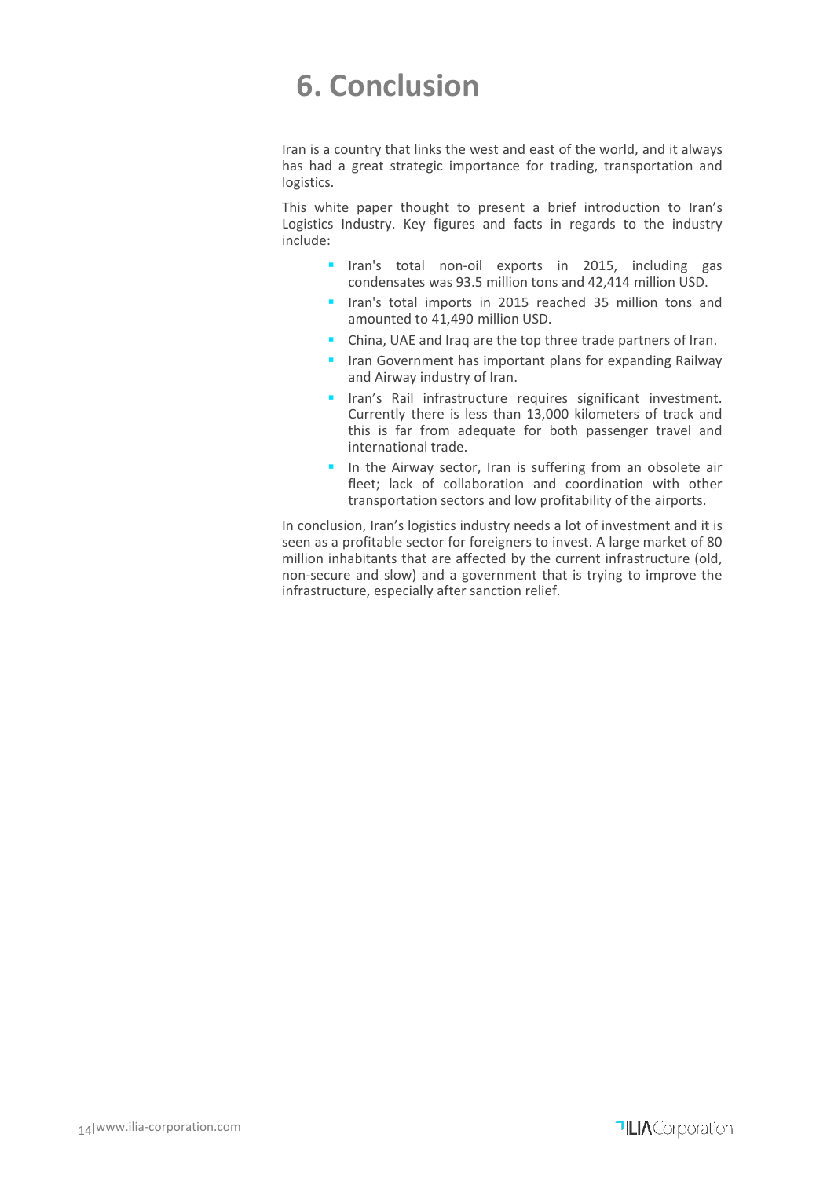# 6. Conclusion

Iran is a country that links the west and east of the world, and it always has had a great strategic importance for trading, transportation and logistics.

This white paper thought to present a brief introduction to Iran's Logistics Industry. Key figures and facts in regards to the industry include:

- Iran's total non-oil exports in 2015, including gas condensates was 93.5 million tons and 42,414 million USD.
- Iran's total imports in 2015 reached 35 million tons and amounted to 41,490 million USD.
- China, UAE and Iraq are the top three trade partners of Iran.
- Iran Government has important plans for expanding Railway and Airway industry of Iran.
- Iran's Rail infrastructure requires significant investment. Currently there is less than 13,000 kilometers of track and this is far from adequate for both passenger travel and international trade.
- In the Airway sector, Iran is suffering from an obsolete air fleet; lack of collaboration and coordination with other transportation sectors and low profitability of the airports.

In conclusion, Iran's logistics industry needs a lot of investment and it is seen as a profitable sector for foreigners to invest. A large market of 80 million inhabitants that are affected by the current infrastructure (old, non-secure and slow) and a government that is trying to improve the infrastructure, especially after sanction relief.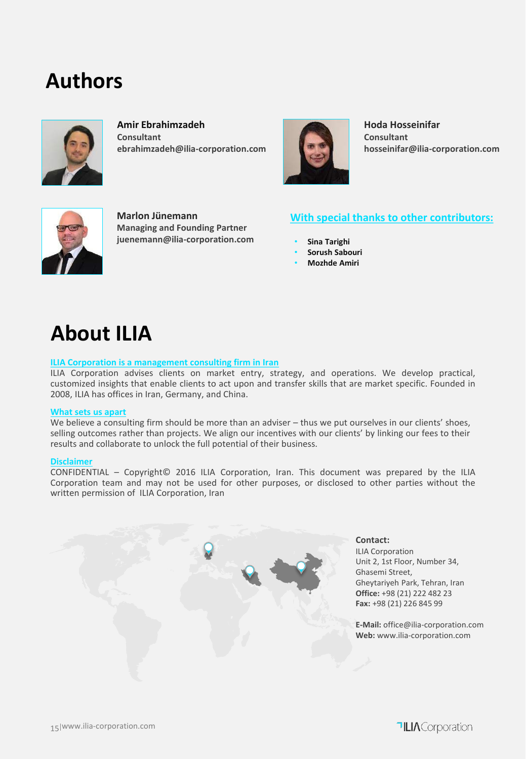# Authors

**Amir Ebrahimzadeh**
**Consultant**
**ebrahimzadeh@ilia-corporation.com**

**Hoda Hosseinifar**
**Consultant**
**hosseinifar@ilia-corporation.com**

**Marlon Jünemann**
**Managing and Founding Partner**
**juenemann@ilia-corporation.com**

## With special thanks to other contributors:

- **Sina Tarighi**
- **Sorush Sabouri**
- **Mozhde Amiri**

# About ILIA

**ILIA Corporation is a management consulting firm in Iran**

ILIA Corporation advises clients on market entry, strategy, and operations. We develop practical, customized insights that enable clients to act upon and transfer skills that are market specific. Founded in 2008, ILIA has offices in Iran, Germany, and China.

**What sets us apart**

We believe a consulting firm should be more than an adviser – thus we put ourselves in our clients' shoes, selling outcomes rather than projects. We align our incentives with our clients' by linking our fees to their results and collaborate to unlock the full potential of their business.

**Disclaimer**

CONFIDENTIAL – Copyright© 2016 ILIA Corporation, Iran. This document was prepared by the ILIA Corporation team and may not be used for other purposes, or disclosed to other parties without the written permission of ILIA Corporation, Iran

**Contact:**
ILIA Corporation
Unit 2, 1st Floor, Number 34,
Ghasemi Street,
Gheytariyeh Park, Tehran, Iran
**Office:** +98 (21) 222 482 23
**Fax:** +98 (21) 226 845 99

**E-Mail:** office@ilia-corporation.com
**Web:** www.ilia-corporation.com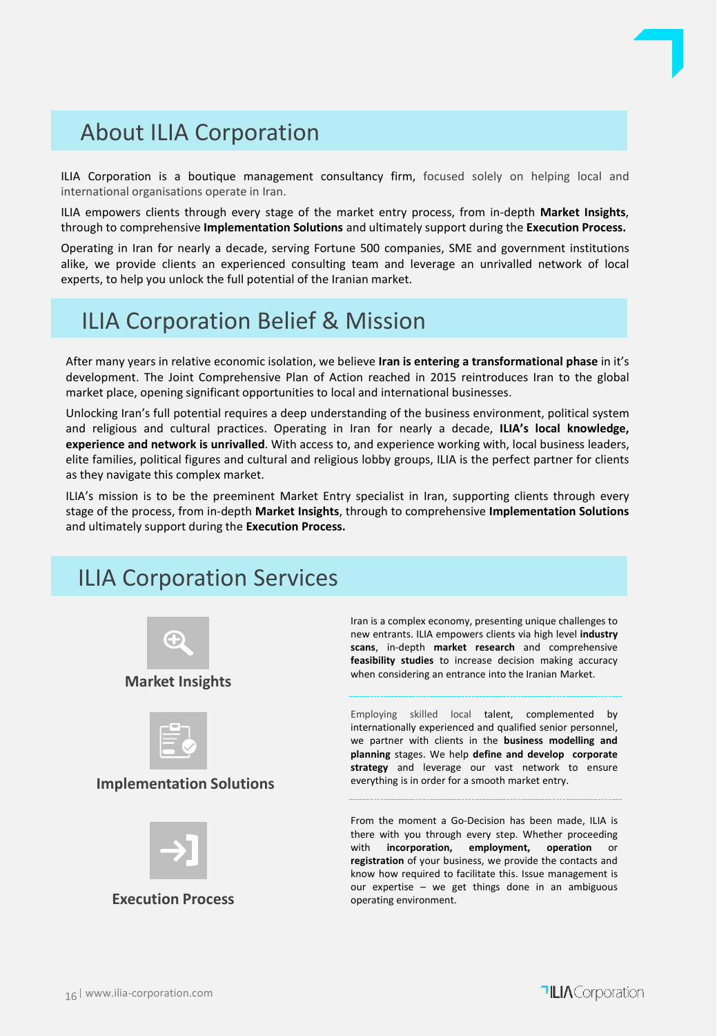## About ILIA Corporation

ILIA Corporation is a boutique management consultancy firm, focused solely on helping local and international organisations operate in Iran.

ILIA empowers clients through every stage of the market entry process, from in-depth **Market Insights**, through to comprehensive **Implementation Solutions** and ultimately support during the **Execution Process.**

Operating in Iran for nearly a decade, serving Fortune 500 companies, SME and government institutions alike, we provide clients an experienced consulting team and leverage an unrivalled network of local experts, to help you unlock the full potential of the Iranian market.

## ILIA Corporation Belief & Mission

After many years in relative economic isolation, we believe **Iran is entering a transformational phase** in it's development. The Joint Comprehensive Plan of Action reached in 2015 reintroduces Iran to the global market place, opening significant opportunities to local and international businesses.

Unlocking Iran's full potential requires a deep understanding of the business environment, political system and religious and cultural practices. Operating in Iran for nearly a decade, **ILIA's local knowledge, experience and network is unrivalled**. With access to, and experience working with, local business leaders, elite families, political figures and cultural and religious lobby groups, ILIA is the perfect partner for clients as they navigate this complex market.

ILIA's mission is to be the preeminent Market Entry specialist in Iran, supporting clients through every stage of the process, from in-depth **Market Insights**, through to comprehensive **Implementation Solutions** and ultimately support during the **Execution Process.**

## ILIA Corporation Services

### Market Insights

Iran is a complex economy, presenting unique challenges to new entrants. ILIA empowers clients via high level **industry scans**, in-depth **market research** and comprehensive **feasibility studies** to increase decision making accuracy when considering an entrance into the Iranian Market.

### Implementation Solutions

Employing skilled local talent, complemented by internationally experienced and qualified senior personnel, we partner with clients in the **business modelling and planning** stages. We help **define and develop corporate strategy** and leverage our vast network to ensure everything is in order for a smooth market entry.

### Execution Process

From the moment a Go-Decision has been made, ILIA is there with you through every step. Whether proceeding with **incorporation, employment, operation** or **registration** of your business, we provide the contacts and know how required to facilitate this. Issue management is our expertise – we get things done in an ambiguous operating environment.

www.ilia-corporation.com